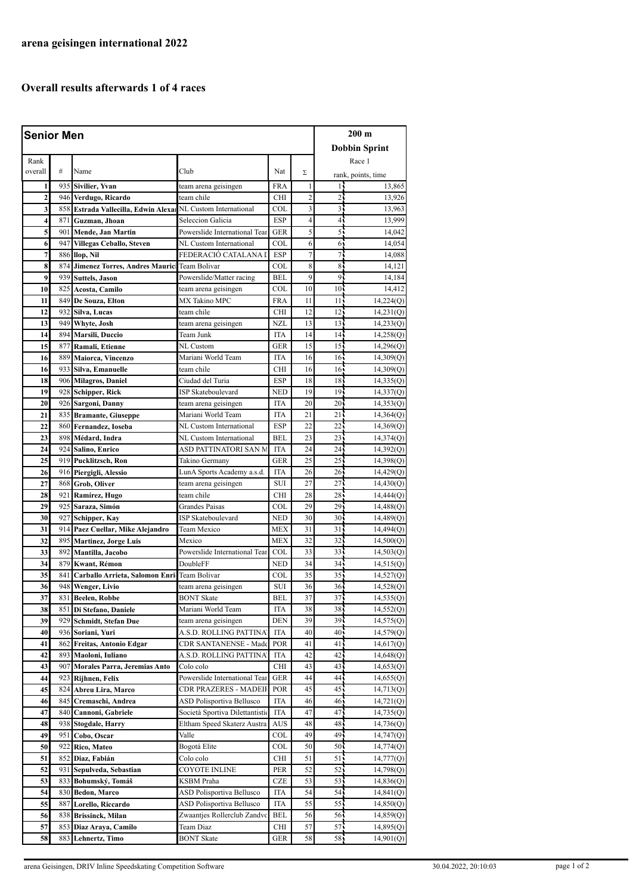# arena geisingen international 2022

## Overall results afterwards 1 of 4 races

| Senior Men | | | | | | 200 m Dobbin Sprint | |
|---|---|---|---|---|---|---|---|
| Rank overall | # | Name | Club | Nat | Σ | Race 1 rank, points, time | |
| 1 | 935 | Sivilier, Yvan | team arena geisingen | FRA | 1 | 1 | 13,865 |
| 2 | 946 | Verdugo, Ricardo | team chile | CHI | 2 | 2 | 13,926 |
| 3 | 858 | Estrada Vallecilla, Edwin Alexa | NL Custom International | COL | 3 | 3 | 13,963 |
| 4 | 871 | Guzman, Jhoan | Seleccion Galicia | ESP | 4 | 4 | 13,999 |
| 5 | 901 | Mende, Jan Martin | Powerslide International Tear | GER | 5 | 5 | 14,042 |
| 6 | 947 | Villegas Ceballo, Steven | NL Custom International | COL | 6 | 6 | 14,054 |
| 7 | 886 | llop, Nil | FEDERACIÓ CATALANA I | ESP | 7 | 7 | 14,088 |
| 8 | 874 | Jimenez Torres, Andres Mauric | Team Bolivar | COL | 8 | 8 | 14,121 |
| 9 | 939 | Suttels, Jason | Powerslide/Matter racing | BEL | 9 | 9 | 14,184 |
| 10 | 825 | Acosta, Camilo | team arena geisingen | COL | 10 | 10 | 14,412 |
| 11 | 849 | De Souza, Elton | MX Takino MPC | FRA | 11 | 11 | 14,224(Q) |
| 12 | 932 | Silva, Lucas | team chile | CHI | 12 | 12 | 14,231(Q) |
| 13 | 949 | Whyte, Josh | team arena geisingen | NZL | 13 | 13 | 14,233(Q) |
| 14 | 894 | Marsili, Duccio | Team Junk | ITA | 14 | 14 | 14,258(Q) |
| 15 | 877 | Ramali, Etienne | NL Custom | GER | 15 | 15 | 14,296(Q) |
| 16 | 889 | Maiorca, Vincenzo | Mariani World Team | ITA | 16 | 16 | 14,309(Q) |
| 16 | 933 | Silva, Emanuelle | team chile | CHI | 16 | 16 | 14,309(Q) |
| 18 | 906 | Milagros, Daniel | Ciudad del Turia | ESP | 18 | 18 | 14,335(Q) |
| 19 | 928 | Schipper, Rick | ISP Skateboulevard | NED | 19 | 19 | 14,337(Q) |
| 20 | 926 | Sargoni, Danny | team arena geisingen | ITA | 20 | 20 | 14,353(Q) |
| 21 | 835 | Bramante, Giuseppe | Mariani World Team | ITA | 21 | 21 | 14,364(Q) |
| 22 | 860 | Fernandez, Ioseba | NL Custom International | ESP | 22 | 22 | 14,369(Q) |
| 23 | 898 | Médard, Indra | NL Custom International | BEL | 23 | 23 | 14,374(Q) |
| 24 | 924 | Salino, Enrico | ASD PATTINATORI SAN M | ITA | 24 | 24 | 14,392(Q) |
| 25 | 919 | Pucklitzsch, Ron | Takino Germany | GER | 25 | 25 | 14,398(Q) |
| 26 | 916 | Piergigli, Alessio | LunA Sports Academy a.s.d. | ITA | 26 | 26 | 14,429(Q) |
| 27 | 868 | Grob, Oliver | team arena geisingen | SUI | 27 | 27 | 14,430(Q) |
| 28 | 921 | Ramírez, Hugo | team chile | CHI | 28 | 28 | 14,444(Q) |
| 29 | 925 | Saraza, Simón | Grandes Paisas | COL | 29 | 29 | 14,488(Q) |
| 30 | 927 | Schipper, Kay | ISP Skateboulevard | NED | 30 | 30 | 14,489(Q) |
| 31 | 914 | Paez Cuellar, Mike Alejandro | Team Mexico | MEX | 31 | 31 | 14,494(Q) |
| 32 | 895 | Martinez, Jorge Luis | Mexico | MEX | 32 | 32 | 14,500(Q) |
| 33 | 892 | Mantilla, Jacobo | Powerslide International Tear | COL | 33 | 33 | 14,503(Q) |
| 34 | 879 | Kwant, Rémon | DoubleFF | NED | 34 | 34 | 14,515(Q) |
| 35 | 841 | Carballo Arrieta, Salomon Enri | Team Bolivar | COL | 35 | 35 | 14,527(Q) |
| 36 | 948 | Wenger, Livio | team arena geisingen | SUI | 36 | 36 | 14,528(Q) |
| 37 | 831 | Beelen, Robbe | BONT Skate | BEL | 37 | 37 | 14,535(Q) |
| 38 | 851 | Di Stefano, Daniele | Mariani World Team | ITA | 38 | 38 | 14,552(Q) |
| 39 | 929 | Schmidt, Stefan Due | team arena geisingen | DEN | 39 | 39 | 14,575(Q) |
| 40 | 936 | Soriani, Yuri | A.S.D. ROLLING PATTINA | ITA | 40 | 40 | 14,579(Q) |
| 41 | 862 | Freitas, Antonio Edgar | CDR SANTANENSE - Made | POR | 41 | 41 | 14,617(Q) |
| 42 | 893 | Maoloni, Iuliano | A.S.D. ROLLING PATTINA | ITA | 42 | 42 | 14,648(Q) |
| 43 | 907 | Morales Parra, Jeremias Anto | Colo colo | CHI | 43 | 43 | 14,653(Q) |
| 44 | 923 | Rijhnen, Felix | Powerslide International Tear | GER | 44 | 44 | 14,655(Q) |
| 45 | 824 | Abreu Lira, Marco | CDR PRAZERES - MADEII | POR | 45 | 45 | 14,713(Q) |
| 46 | 845 | Cremaschi, Andrea | ASD Polisportiva Bellusco | ITA | 46 | 46 | 14,721(Q) |
| 47 | 840 | Cannoni, Gabriele | Società Sportiva Dilettantistic | ITA | 47 | 47 | 14,735(Q) |
| 48 | 938 | Stogdale, Harry | Eltham Speed Skaterz Austra | AUS | 48 | 48 | 14,736(Q) |
| 49 | 951 | Cobo, Oscar | Valle | COL | 49 | 49 | 14,747(Q) |
| 50 | 922 | Rico, Mateo | Bogotá Elite | COL | 50 | 50 | 14,774(Q) |
| 51 | 852 | Diaz, Fabián | Colo colo | CHI | 51 | 51 | 14,777(Q) |
| 52 | 931 | Sepulveda, Sebastian | COYOTE INLINE | PER | 52 | 52 | 14,798(Q) |
| 53 | 833 | Bohumský, Tomáš | KSBM Praha | CZE | 53 | 53 | 14,836(Q) |
| 54 | 830 | Bedon, Marco | ASD Polisportiva Bellusco | ITA | 54 | 54 | 14,841(Q) |
| 55 | 887 | Lorello, Riccardo | ASD Polisportiva Bellusco | ITA | 55 | 55 | 14,850(Q) |
| 56 | 838 | Brissinck, Milan | Zwaantjes Rollerclub Zandvc | BEL | 56 | 56 | 14,859(Q) |
| 57 | 853 | Diaz Araya, Camilo | Team Diaz | CHI | 57 | 57 | 14,895(Q) |
| 58 | 883 | Lehnertz, Timo | BONT Skate | GER | 58 | 58 | 14,901(Q) |

arena Geisingen, DRIV Inline Speedskating Competition Software 30.04.2022, 20:10:03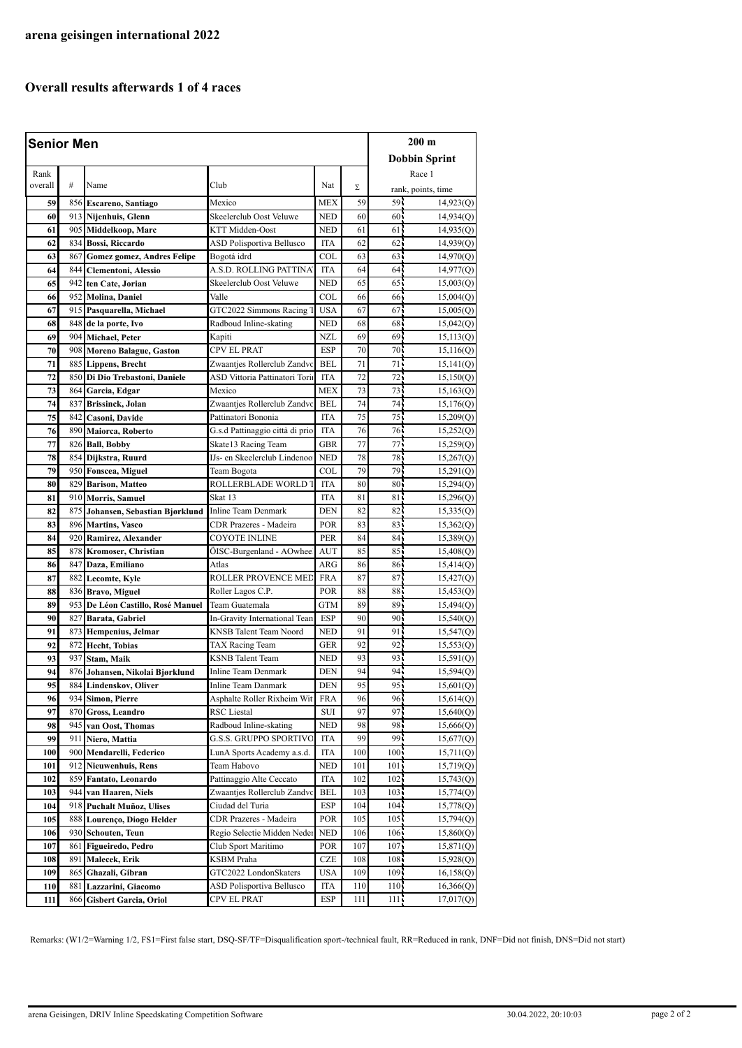**arena geisingen international 2022**

**Overall results afterwards 1 of 4 races**

| **Senior Men** | | | | | | 200 m Dobbin Sprint | |
|---|---|---|---|---|---|---|---|
| Rank overall | # | Name | Club | Nat | Σ | Race 1 rank, points, time | |
| 59 | 856 | **Escareno, Santiago** | Mexico | MEX | 59 | 59 | 14,923(Q) |
| 60 | 913 | **Nijenhuis, Glenn** | Skeelerclub Oost Veluwe | NED | 60 | 60 | 14,934(Q) |
| 61 | 905 | **Middelkoop, Marc** | KTT Midden-Oost | NED | 61 | 61 | 14,935(Q) |
| 62 | 834 | **Bossi, Riccardo** | ASD Polisportiva Bellusco | ITA | 62 | 62 | 14,939(Q) |
| 63 | 867 | **Gomez gomez, Andres Felipe** | Bogotá idrd | COL | 63 | 63 | 14,970(Q) |
| 64 | 844 | **Clementoni, Alessio** | A.S.D. ROLLING PATTINA | ITA | 64 | 64 | 14,977(Q) |
| 65 | 942 | **ten Cate, Jorian** | Skeelerclub Oost Veluwe | NED | 65 | 65 | 15,003(Q) |
| 66 | 952 | **Molina, Daniel** | Valle | COL | 66 | 66 | 15,004(Q) |
| 67 | 915 | **Pasquarella, Michael** | GTC2022 Simmons Racing T | USA | 67 | 67 | 15,005(Q) |
| 68 | 848 | **de la porte, Ivo** | Radboud Inline-skating | NED | 68 | 68 | 15,042(Q) |
| 69 | 904 | **Michael, Peter** | Kapiti | NZL | 69 | 69 | 15,113(Q) |
| 70 | 908 | **Moreno Balague, Gaston** | CPV EL PRAT | ESP | 70 | 70 | 15,116(Q) |
| 71 | 885 | **Lippens, Brecht** | Zwaantjes Rollerclub Zandvo | BEL | 71 | 71 | 15,141(Q) |
| 72 | 850 | **Di Dio Trebastoni, Daniele** | ASD Vittoria Pattinatori Torin | ITA | 72 | 72 | 15,150(Q) |
| 73 | 864 | **Garcia, Edgar** | Mexico | MEX | 73 | 73 | 15,163(Q) |
| 74 | 837 | **Brissinck, Jolan** | Zwaantjes Rollerclub Zandvo | BEL | 74 | 74 | 15,176(Q) |
| 75 | 842 | **Casoni, Davide** | Pattinatori Bononia | ITA | 75 | 75 | 15,209(Q) |
| 76 | 890 | **Maiorca, Roberto** | G.s.d Pattinaggio città di prio | ITA | 76 | 76 | 15,252(Q) |
| 77 | 826 | **Ball, Bobby** | Skate13 Racing Team | GBR | 77 | 77 | 15,259(Q) |
| 78 | 854 | **Dijkstra, Ruurd** | IJs- en Skeelerclub Lindenoo | NED | 78 | 78 | 15,267(Q) |
| 79 | 950 | **Fonscea, Miguel** | Team Bogota | COL | 79 | 79 | 15,291(Q) |
| 80 | 829 | **Barison, Matteo** | ROLLERBLADE WORLD T | ITA | 80 | 80 | 15,294(Q) |
| 81 | 910 | **Morris, Samuel** | Skat 13 | ITA | 81 | 81 | 15,296(Q) |
| 82 | 875 | **Johansen, Sebastian Bjørklund** | Inline Team Denmark | DEN | 82 | 82 | 15,335(Q) |
| 83 | 896 | **Martins, Vasco** | CDR Prazeres - Madeira | POR | 83 | 83 | 15,362(Q) |
| 84 | 920 | **Ramirez, Alexander** | COYOTE INLINE | PER | 84 | 84 | 15,389(Q) |
| 85 | 878 | **Kromoser, Christian** | ÖISC-Burgenland - AOwhee | AUT | 85 | 85 | 15,408(Q) |
| 86 | 847 | **Daza, Emiliano** | Atlas | ARG | 86 | 86 | 15,414(Q) |
| 87 | 882 | **Lecomte, Kyle** | ROLLER PROVENCE MED | FRA | 87 | 87 | 15,427(Q) |
| 88 | 836 | **Bravo, Miguel** | Roller Lagos C.P. | POR | 88 | 88 | 15,453(Q) |
| 89 | 953 | **De Léon Castillo, Rosé Manuel** | Team Guatemala | GTM | 89 | 89 | 15,494(Q) |
| 90 | 827 | **Barata, Gabriel** | In-Gravity International Tean | ESP | 90 | 90 | 15,540(Q) |
| 91 | 873 | **Hempenius, Jelmar** | KNSB Talent Team Noord | NED | 91 | 91 | 15,547(Q) |
| 92 | 872 | **Hecht, Tobias** | TAX Racing Team | GER | 92 | 92 | 15,553(Q) |
| 93 | 937 | **Stam, Maik** | KSNB Talent Team | NED | 93 | 93 | 15,591(Q) |
| 94 | 876 | **Johansen, Nikolai Bjørklund** | Inline Team Denmark | DEN | 94 | 94 | 15,594(Q) |
| 95 | 884 | **Lindenskov, Oliver** | Inline Team Danmark | DEN | 95 | 95 | 15,601(Q) |
| 96 | 934 | **Simon, Pierre** | Asphalte Roller Rixheim Wit | FRA | 96 | 96 | 15,614(Q) |
| 97 | 870 | **Gross, Leandro** | RSC Liestal | SUI | 97 | 97 | 15,640(Q) |
| 98 | 945 | **van Oost, Thomas** | Radboud Inline-skating | NED | 98 | 98 | 15,666(Q) |
| 99 | 911 | **Niero, Mattia** | G.S.S. GRUPPO SPORTIVO | ITA | 99 | 99 | 15,677(Q) |
| 100 | 900 | **Mendarelli, Federico** | LunA Sports Academy a.s.d. | ITA | 100 | 100 | 15,711(Q) |
| 101 | 912 | **Nieuwenhuis, Rens** | Team Habovo | NED | 101 | 101 | 15,719(Q) |
| 102 | 859 | **Fantato, Leonardo** | Pattinaggio Alte Ceccato | ITA | 102 | 102 | 15,743(Q) |
| 103 | 944 | **van Haaren, Niels** | Zwaantjes Rollerclub Zandvo | BEL | 103 | 103 | 15,774(Q) |
| 104 | 918 | **Puchalt Muñoz, Ulises** | Ciudad del Turia | ESP | 104 | 104 | 15,778(Q) |
| 105 | 888 | **Lourenço, Diogo Helder** | CDR Prazeres - Madeira | POR | 105 | 105 | 15,794(Q) |
| 106 | 930 | **Schouten, Teun** | Regio Selectie Midden Neder | NED | 106 | 106 | 15,860(Q) |
| 107 | 861 | **Figueiredo, Pedro** | Club Sport Maritimo | POR | 107 | 107 | 15,871(Q) |
| 108 | 891 | **Malecek, Erik** | KSBM Praha | CZE | 108 | 108 | 15,928(Q) |
| 109 | 865 | **Ghazali, Gibran** | GTC2022 LondonSkaters | USA | 109 | 109 | 16,158(Q) |
| 110 | 881 | **Lazzarini, Giacomo** | ASD Polisportiva Bellusco | ITA | 110 | 110 | 16,366(Q) |
| 111 | 866 | **Gisbert Garcia, Oriol** | CPV EL PRAT | ESP | 111 | 111 | 17,017(Q) |

Remarks: (W1/2=Warning 1/2, FS1=First false start, DSQ-SF/TF=Disqualification sport-/technical fault, RR=Reduced in rank, DNF=Did not finish, DNS=Did not start)

arena Geisingen, DRIV Inline Speedskating Competition Software 30.04.2022, 20:10:03